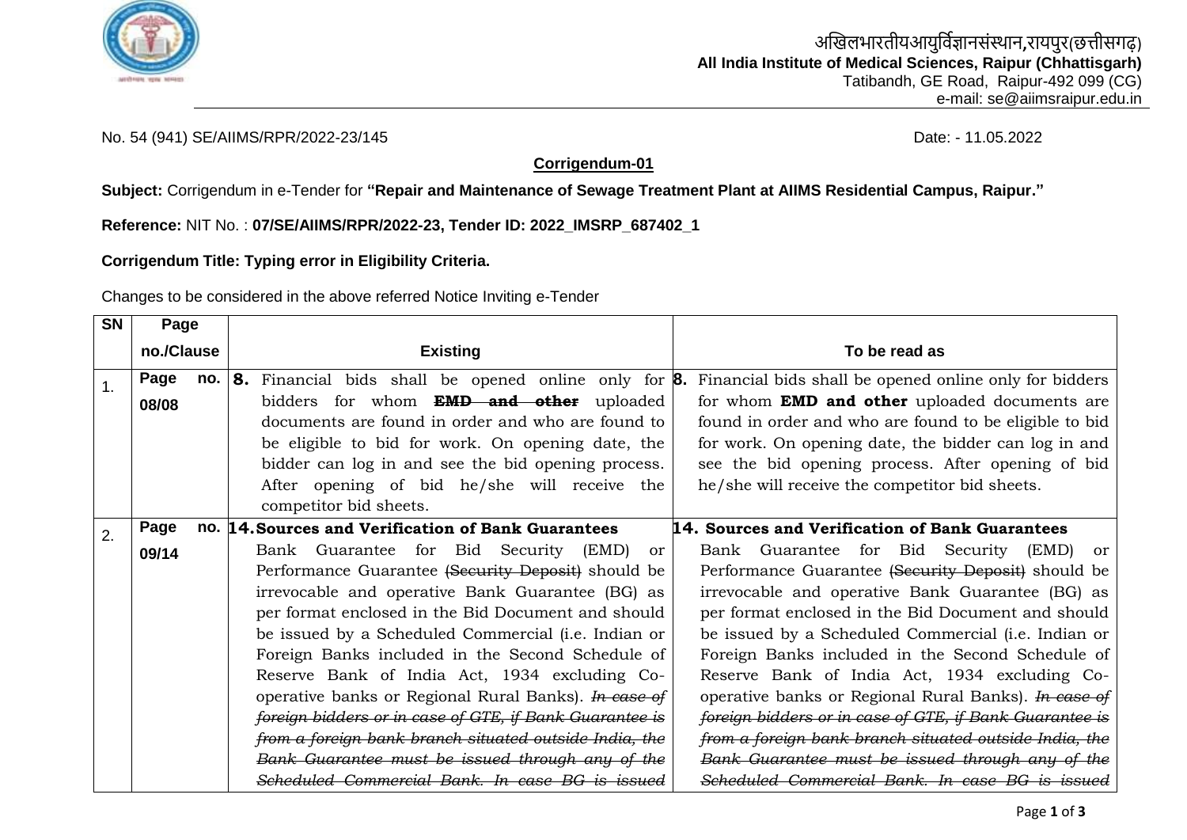अखिलभारतीयआयुर्विज्ञानसंस्थान,रायपुर(छत्तीसगढ़)
**All India Institute of Medical Sciences, Raipur (Chhattisgarh)**
Tatibandh, GE Road, Raipur-492 099 (CG)
e-mail: se@aiimsraipur.edu.in

No. 54 (941) SE/AIIMS/RPR/2022-23/145 Date: - 11.05.2022

**Corrigendum-01**

**Subject:** Corrigendum in e-Tender for **"Repair and Maintenance of Sewage Treatment Plant at AIIMS Residential Campus, Raipur."**

**Reference:** NIT No. : **07/SE/AIIMS/RPR/2022-23, Tender ID: 2022_IMSRP_687402_1**

**Corrigendum Title: Typing error in Eligibility Criteria.**

Changes to be considered in the above referred Notice Inviting e-Tender

| SN | Page no./Clause | Existing | To be read as |
|---|---|---|---|
| 1. | Page no. 08/08 | **8.** Financial bids shall be opened online only for bidders for whom ~~**EMD and other**~~ uploaded documents are found in order and who are found to be eligible to bid for work. On opening date, the bidder can log in and see the bid opening process. After opening of bid he/she will receive the competitor bid sheets. | **8.** Financial bids shall be opened online only for bidders for whom **EMD and other** uploaded documents are found in order and who are found to be eligible to bid for work. On opening date, the bidder can log in and see the bid opening process. After opening of bid he/she will receive the competitor bid sheets. |
| 2. | Page no. 09/14 | **14. Sources and Verification of Bank Guarantees** Bank Guarantee for Bid Security (EMD) or Performance Guarantee ~~(Security Deposit)~~ should be irrevocable and operative Bank Guarantee (BG) as per format enclosed in the Bid Document and should be issued by a Scheduled Commercial (i.e. Indian or Foreign Banks included in the Second Schedule of Reserve Bank of India Act, 1934 excluding Co-operative banks or Regional Rural Banks). ~~*In case of foreign bidders or in case of GTE, if Bank Guarantee is from a foreign bank branch situated outside India, the Bank Guarantee must be issued through any of the Scheduled Commercial Bank. In case BG is issued*~~ | **14. Sources and Verification of Bank Guarantees** Bank Guarantee for Bid Security (EMD) or Performance Guarantee ~~(Security Deposit)~~ should be irrevocable and operative Bank Guarantee (BG) as per format enclosed in the Bid Document and should be issued by a Scheduled Commercial (i.e. Indian or Foreign Banks included in the Second Schedule of Reserve Bank of India Act, 1934 excluding Co-operative banks or Regional Rural Banks). ~~*In case of foreign bidders or in case of GTE, if Bank Guarantee is from a foreign bank branch situated outside India, the Bank Guarantee must be issued through any of the Scheduled Commercial Bank. In case BG is issued*~~ |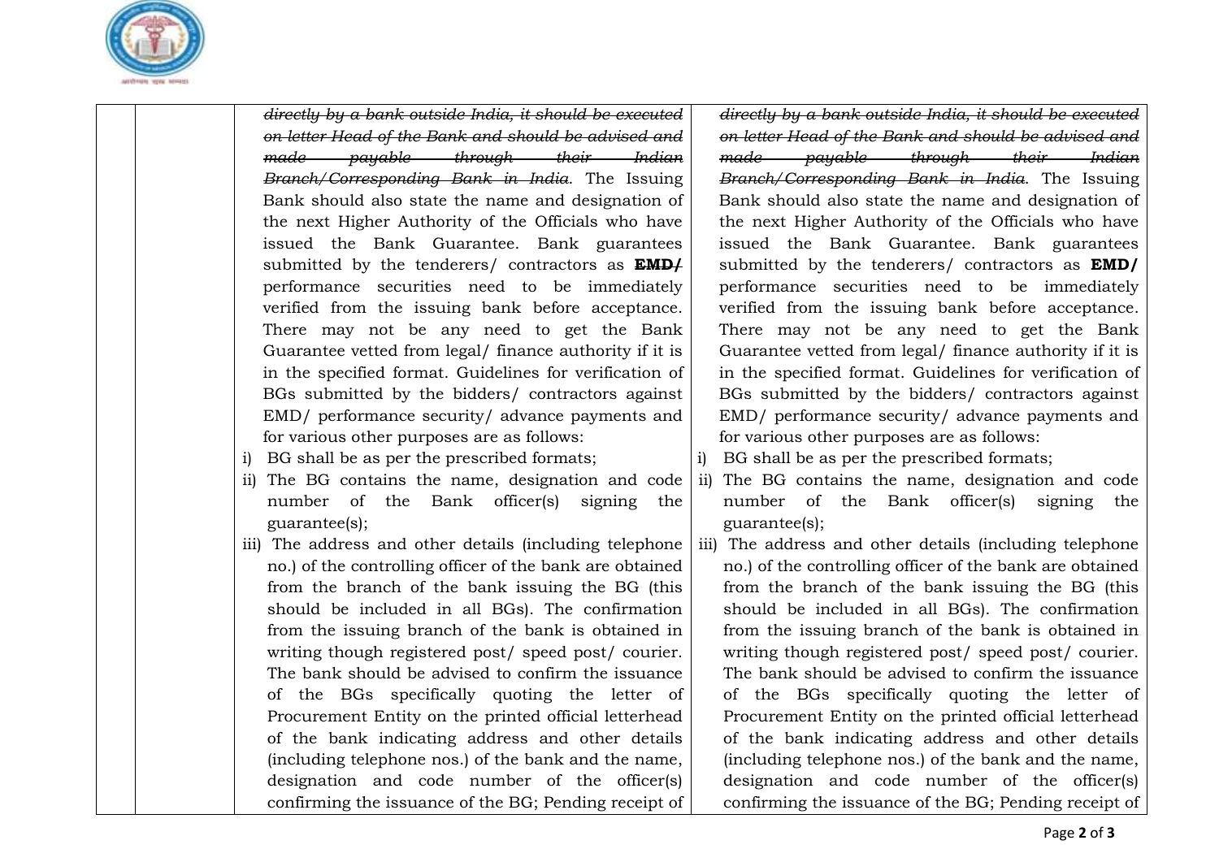| | | | |
|---|---|---|---|
| | | ~~*directly by a bank outside India, it should be executed on letter Head of the Bank and should be advised and made payable through their Indian Branch/Corresponding Bank in India*~~. The Issuing Bank should also state the name and designation of the next Higher Authority of the Officials who have issued the Bank Guarantee. Bank guarantees submitted by the tenderers/ contractors as ~~**EMD/**~~ performance securities need to be immediately verified from the issuing bank before acceptance. There may not be any need to get the Bank Guarantee vetted from legal/ finance authority if it is in the specified format. Guidelines for verification of BGs submitted by the bidders/ contractors against EMD/ performance security/ advance payments and for various other purposes are as follows:<br>i) BG shall be as per the prescribed formats;<br>ii) The BG contains the name, designation and code number of the Bank officer(s) signing the guarantee(s);<br>iii) The address and other details (including telephone no.) of the controlling officer of the bank are obtained from the branch of the bank issuing the BG (this should be included in all BGs). The confirmation from the issuing branch of the bank is obtained in writing though registered post/ speed post/ courier. The bank should be advised to confirm the issuance of the BGs specifically quoting the letter of Procurement Entity on the printed official letterhead of the bank indicating address and other details (including telephone nos.) of the bank and the name, designation and code number of the officer(s) confirming the issuance of the BG; Pending receipt of | ~~*directly by a bank outside India, it should be executed on letter Head of the Bank and should be advised and made payable through their Indian Branch/Corresponding Bank in India*~~. The Issuing Bank should also state the name and designation of the next Higher Authority of the Officials who have issued the Bank Guarantee. Bank guarantees submitted by the tenderers/ contractors as **EMD/** performance securities need to be immediately verified from the issuing bank before acceptance. There may not be any need to get the Bank Guarantee vetted from legal/ finance authority if it is in the specified format. Guidelines for verification of BGs submitted by the bidders/ contractors against EMD/ performance security/ advance payments and for various other purposes are as follows:<br>i) BG shall be as per the prescribed formats;<br>ii) The BG contains the name, designation and code number of the Bank officer(s) signing the guarantee(s);<br>iii) The address and other details (including telephone no.) of the controlling officer of the bank are obtained from the branch of the bank issuing the BG (this should be included in all BGs). The confirmation from the issuing branch of the bank is obtained in writing though registered post/ speed post/ courier. The bank should be advised to confirm the issuance of the BGs specifically quoting the letter of Procurement Entity on the printed official letterhead of the bank indicating address and other details (including telephone nos.) of the bank and the name, designation and code number of the officer(s) confirming the issuance of the BG; Pending receipt of |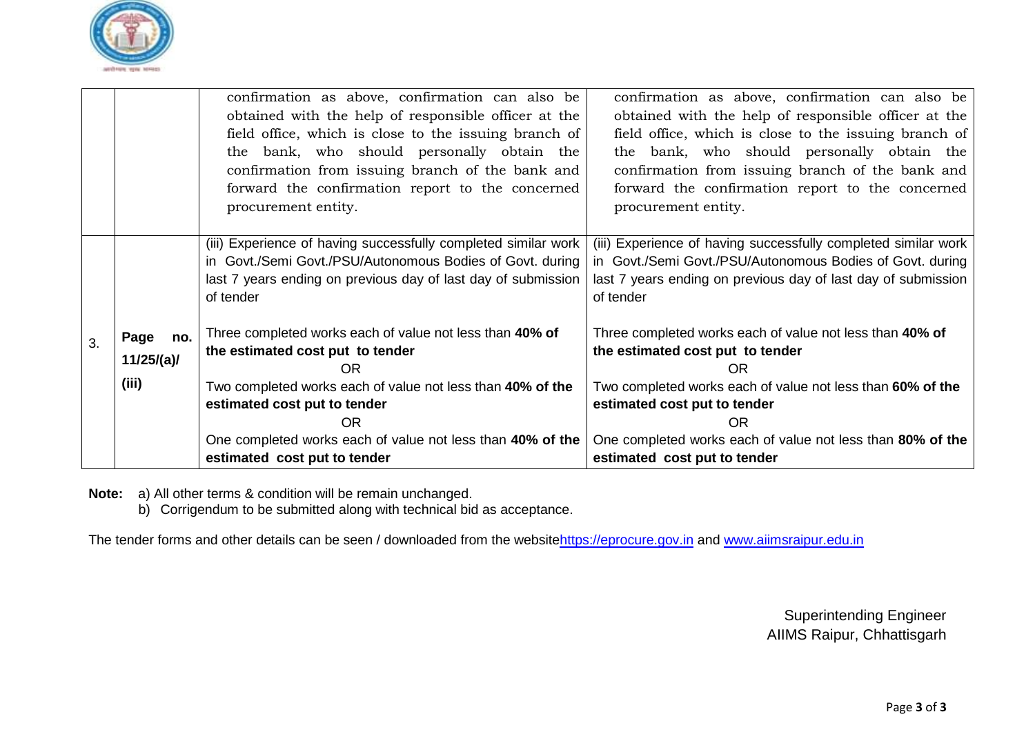| | | | |
|---|---|---|---|
| | | confirmation as above, confirmation can also be obtained with the help of responsible officer at the field office, which is close to the issuing branch of the bank, who should personally obtain the confirmation from issuing branch of the bank and forward the confirmation report to the concerned procurement entity. | confirmation as above, confirmation can also be obtained with the help of responsible officer at the field office, which is close to the issuing branch of the bank, who should personally obtain the confirmation from issuing branch of the bank and forward the confirmation report to the concerned procurement entity. |
| 3. | **Page no. 11/25/(a)/ (iii)** | (iii) Experience of having successfully completed similar work in Govt./Semi Govt./PSU/Autonomous Bodies of Govt. during last 7 years ending on previous day of last day of submission of tender<br><br>Three completed works each of value not less than **40% of the estimated cost put to tender**<br>OR<br>Two completed works each of value not less than **40% of the estimated cost put to tender**<br>OR<br>One completed works each of value not less than **40% of the estimated cost put to tender** | (iii) Experience of having successfully completed similar work in Govt./Semi Govt./PSU/Autonomous Bodies of Govt. during last 7 years ending on previous day of last day of submission of tender<br><br>Three completed works each of value not less than **40% of the estimated cost put to tender**<br>OR<br>Two completed works each of value not less than **60% of the estimated cost put to tender**<br>OR<br>One completed works each of value not less than **80% of the estimated cost put to tender** |

**Note:** a) All other terms & condition will be remain unchanged.
b) Corrigendum to be submitted along with technical bid as acceptance.

The tender forms and other details can be seen / downloaded from the website https://eprocure.gov.in and www.aiimsraipur.edu.in

Superintending Engineer
AIIMS Raipur, Chhattisgarh